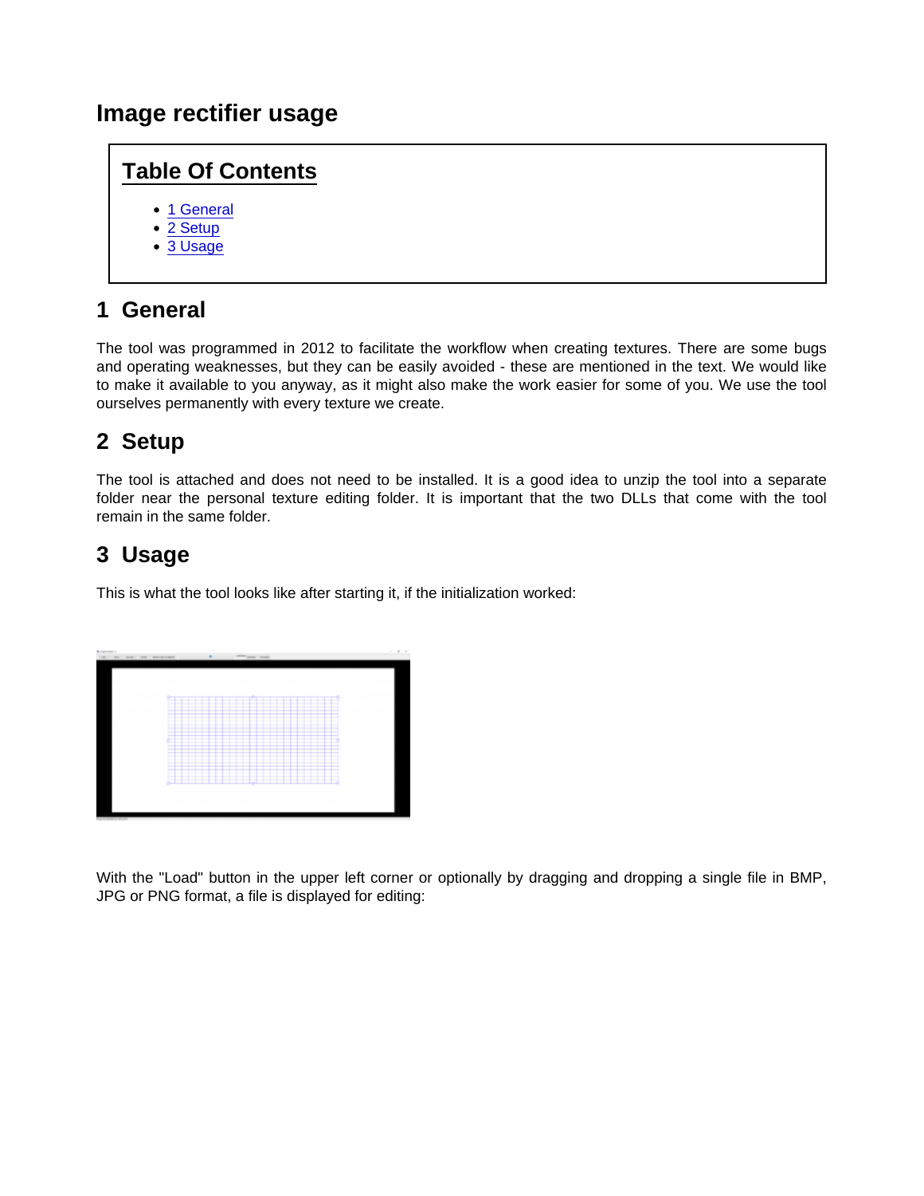# Image rectifier usage

## Table Of Contents

- 1 General
- 2 Setup
- 3 Usage

## 1 General

The tool was programmed in 2012 to facilitate the workflow when creating textures. There are some bugs and operating weaknesses, but they can be easily avoided - these are mentioned in the text. We would like to make it available to you anyway, as it might also make the work easier for some of you. We use the tool ourselves permanently with every texture we create.

## 2 Setup

The tool is attached and does not need to be installed. It is a good idea to unzip the tool into a separate folder near the personal texture editing folder. It is important that the two DLLs that come with the tool remain in the same folder.

## 3 Usage

This is what the tool looks like after starting it, if the initialization worked:

With the "Load" button in the upper left corner or optionally by dragging and dropping a single file in BMP, JPG or PNG format, a file is displayed for editing: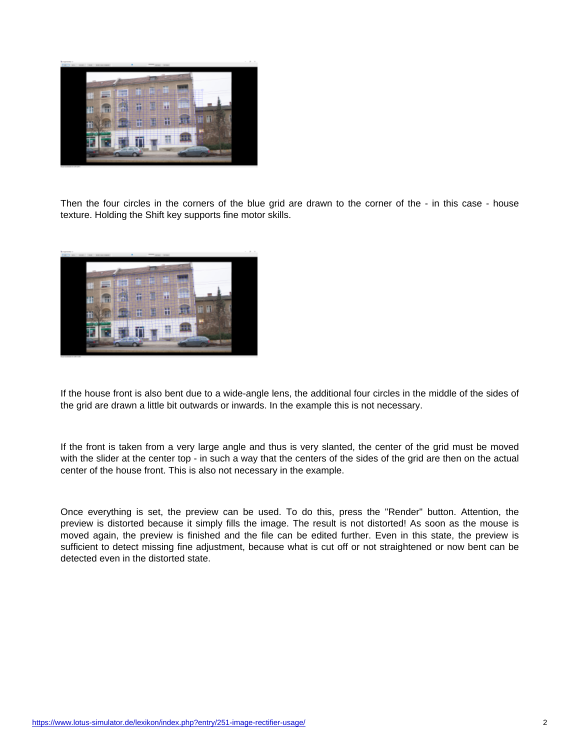Then the four circles in the corners of the blue grid are drawn to the corner of the - in this case - house texture. Holding the Shift key supports fine motor skills.

If the house front is also bent due to a wide-angle lens, the additional four circles in the middle of the sides of the grid are drawn a little bit outwards or inwards. In the example this is not necessary.

If the front is taken from a very large angle and thus is very slanted, the center of the grid must be moved with the slider at the center top - in such a way that the centers of the sides of the grid are then on the actual center of the house front. This is also not necessary in the example.

Once everything is set, the preview can be used. To do this, press the "Render" button. Attention, the preview is distorted because it simply fills the image. The result is not distorted! As soon as the mouse is moved again, the preview is finished and the file can be edited further. Even in this state, the preview is sufficient to detect missing fine adjustment, because what is cut off or not straightened or now bent can be detected even in the distorted state.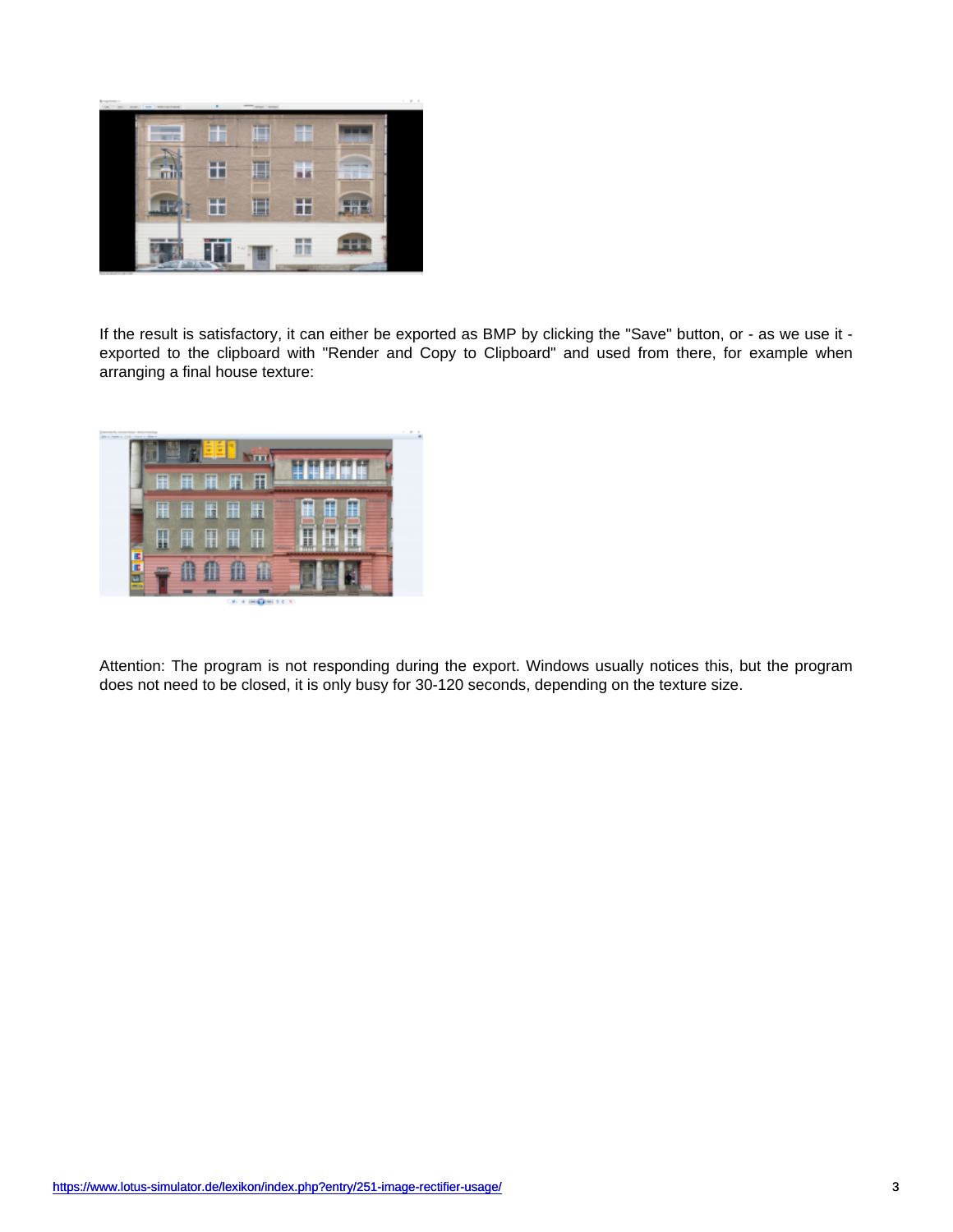If the result is satisfactory, it can either be exported as BMP by clicking the "Save" button, or - as we use it - exported to the clipboard with "Render and Copy to Clipboard" and used from there, for example when arranging a final house texture:

Attention: The program is not responding during the export. Windows usually notices this, but the program does not need to be closed, it is only busy for 30-120 seconds, depending on the texture size.